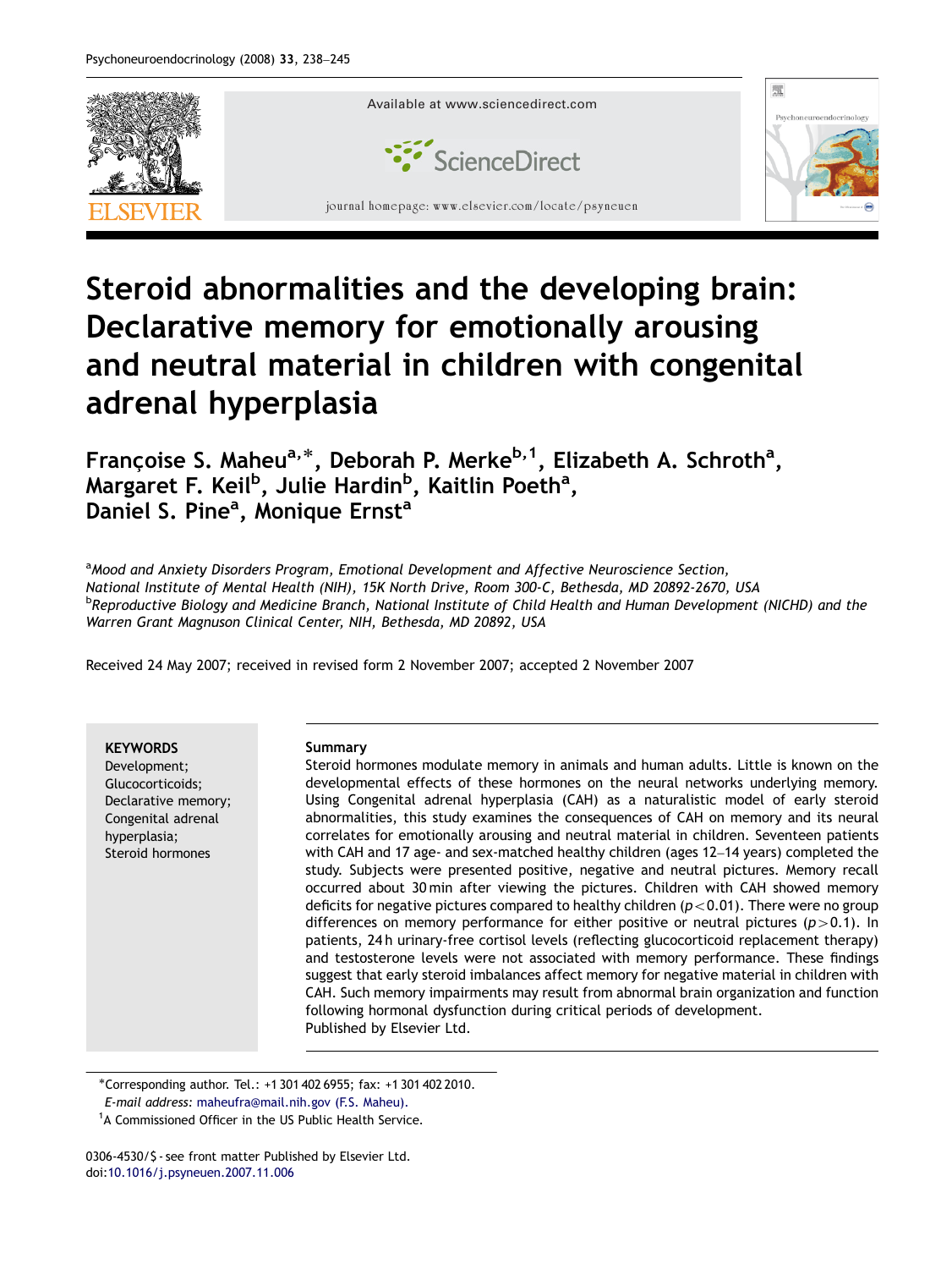# Steroid abnormalities and the developing brain: Declarative memory for emotionally arousing and neutral material in children with congenital adrenal hyperplasia

**Françoise S. Maheu[a,*], Deborah P. Merke[b,1], Elizabeth A. Schroth[a], Margaret F. Keil[b], Julie Hardin[b], Kaitlin Poeth[a], Daniel S. Pine[a], Monique Ernst[a]**

[a] *Mood and Anxiety Disorders Program, Emotional Development and Affective Neuroscience Section, National Institute of Mental Health (NIH), 15K North Drive, Room 300-C, Bethesda, MD 20892-2670, USA*

[b] *Reproductive Biology and Medicine Branch, National Institute of Child Health and Human Development (NICHD) and the Warren Grant Magnuson Clinical Center, NIH, Bethesda, MD 20892, USA*

Received 24 May 2007; received in revised form 2 November 2007; accepted 2 November 2007

**KEYWORDS**
Development;
Glucocorticoids;
Declarative memory;
Congenital adrenal hyperplasia;
Steroid hormones

**Summary**

Steroid hormones modulate memory in animals and human adults. Little is known on the developmental effects of these hormones on the neural networks underlying memory. Using Congenital adrenal hyperplasia (CAH) as a naturalistic model of early steroid abnormalities, this study examines the consequences of CAH on memory and its neural correlates for emotionally arousing and neutral material in children. Seventeen patients with CAH and 17 age- and sex-matched healthy children (ages 12–14 years) completed the study. Subjects were presented positive, negative and neutral pictures. Memory recall occurred about 30 min after viewing the pictures. Children with CAH showed memory deficits for negative pictures compared to healthy children ($p < 0.01$). There were no group differences on memory performance for either positive or neutral pictures ($p > 0.1$). In patients, 24 h urinary-free cortisol levels (reflecting glucocorticoid replacement therapy) and testosterone levels were not associated with memory performance. These findings suggest that early steroid imbalances affect memory for negative material in children with CAH. Such memory impairments may result from abnormal brain organization and function following hormonal dysfunction during critical periods of development.

Published by Elsevier Ltd.

*Corresponding author. Tel.: +1 301 402 6955; fax: +1 301 402 2010.
*E-mail address:* maheufra@mail.nih.gov (F.S. Maheu).

[1] A Commissioned Officer in the US Public Health Service.

0306-4530/$ - see front matter Published by Elsevier Ltd.
doi:10.1016/j.psyneuen.2007.11.006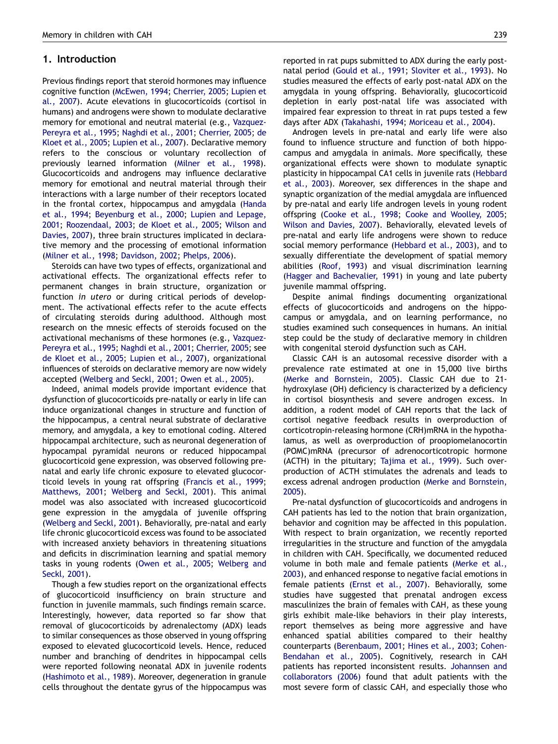## 1. Introduction

Previous findings report that steroid hormones may influence cognitive function (McEwen, 1994; Cherrier, 2005; Lupien et al., 2007). Acute elevations in glucocorticoids (cortisol in humans) and androgens were shown to modulate declarative memory for emotional and neutral material (e.g., Vazquez-Pereyra et al., 1995; Naghdi et al., 2001; Cherrier, 2005; de Kloet et al., 2005; Lupien et al., 2007). Declarative memory refers to the conscious or voluntary recollection of previously learned information (Milner et al., 1998). Glucocorticoids and androgens may influence declarative memory for emotional and neutral material through their interactions with a large number of their receptors located in the frontal cortex, hippocampus and amygdala (Handa et al., 1994; Beyenburg et al., 2000; Lupien and Lepage, 2001; Roozendaal, 2003; de Kloet et al., 2005; Wilson and Davies, 2007), three brain structures implicated in declarative memory and the processing of emotional information (Milner et al., 1998; Davidson, 2002; Phelps, 2006).

Steroids can have two types of effects, organizational and activational effects. The organizational effects refer to permanent changes in brain structure, organization or function *in utero* or during critical periods of development. The activational effects refer to the acute effects of circulating steroids during adulthood. Although most research on the mnesic effects of steroids focused on the activational mechanisms of these hormones (e.g., Vazquez-Pereyra et al., 1995; Naghdi et al., 2001; Cherrier, 2005; see de Kloet et al., 2005; Lupien et al., 2007), organizational influences of steroids on declarative memory are now widely accepted (Welberg and Seckl, 2001; Owen et al., 2005).

Indeed, animal models provide important evidence that dysfunction of glucocorticoids pre-natally or early in life can induce organizational changes in structure and function of the hippocampus, a central neural substrate of declarative memory, and amygdala, a key to emotional coding. Altered hippocampal architecture, such as neuronal degeneration of hippocampal pyramidal neurons or reduced hippocampal glucocorticoid gene expression, was observed following pre-natal and early life chronic exposure to elevated glucocorticoid levels in young rat offspring (Francis et al., 1999; Matthews, 2001; Welberg and Seckl, 2001). This animal model was also associated with increased glucocorticoid gene expression in the amygdala of juvenile offspring (Welberg and Seckl, 2001). Behaviorally, pre-natal and early life chronic glucocorticoid excess was found to be associated with increased anxiety behaviors in threatening situations and deficits in discrimination learning and spatial memory tasks in young rodents (Owen et al., 2005; Welberg and Seckl, 2001).

Though a few studies report on the organizational effects of glucocorticoid insufficiency on brain structure and function in juvenile mammals, such findings remain scarce. Interestingly, however, data reported so far show that removal of glucocorticoids by adrenalectomy (ADX) leads to similar consequences as those observed in young offspring exposed to elevated glucocorticoid levels. Hence, reduced number and branching of dendrites in hippocampal cells were reported following neonatal ADX in juvenile rodents (Hashimoto et al., 1989). Moreover, degeneration in granule cells throughout the dentate gyrus of the hippocampus was reported in rat pups submitted to ADX during the early post-natal period (Gould et al., 1991; Sloviter et al., 1993). No studies measured the effects of early post-natal ADX on the amygdala in young offspring. Behaviorally, glucocorticoid depletion in early post-natal life was associated with impaired fear expression to threat in rat pups tested a few days after ADX (Takahashi, 1994; Moriceau et al., 2004).

Androgen levels in pre-natal and early life were also found to influence structure and function of both hippocampus and amygdala in animals. More specifically, these organizational effects were shown to modulate synaptic plasticity in hippocampal CA1 cells in juvenile rats (Hebbard et al., 2003). Moreover, sex differences in the shape and synaptic organization of the medial amygdala are influenced by pre-natal and early life androgen levels in young rodent offspring (Cooke et al., 1998; Cooke and Woolley, 2005; Wilson and Davies, 2007). Behaviorally, elevated levels of pre-natal and early life androgens were shown to reduce social memory performance (Hebbard et al., 2003), and to sexually differentiate the development of spatial memory abilities (Roof, 1993) and visual discrimination learning (Hagger and Bachevalier, 1991) in young and late puberty juvenile mammal offspring.

Despite animal findings documenting organizational effects of glucocorticoids and androgens on the hippocampus or amygdala, and on learning performance, no studies examined such consequences in humans. An initial step could be the study of declarative memory in children with congenital steroid dysfunction such as CAH.

Classic CAH is an autosomal recessive disorder with a prevalence rate estimated at one in 15,000 live births (Merke and Bornstein, 2005). Classic CAH due to 21-hydroxylase (OH) deficiency is characterized by a deficiency in cortisol biosynthesis and severe androgen excess. In addition, a rodent model of CAH reports that the lack of cortisol negative feedback results in overproduction of corticotropin-releasing hormone (CRH)mRNA in the hypothalamus, as well as overproduction of proopiomelanocortin (POMC)mRNA (precursor of adrenocorticotropic hormone (ACTH) in the pituitary; Tajima et al., 1999). Such overproduction of ACTH stimulates the adrenals and leads to excess adrenal androgen production (Merke and Bornstein, 2005).

Pre-natal dysfunction of glucocorticoids and androgens in CAH patients has led to the notion that brain organization, behavior and cognition may be affected in this population. With respect to brain organization, we recently reported irregularities in the structure and function of the amygdala in children with CAH. Specifically, we documented reduced volume in both male and female patients (Merke et al., 2003), and enhanced response to negative facial emotions in female patients (Ernst et al., 2007). Behaviorally, some studies have suggested that prenatal androgen excess masculinizes the brain of females with CAH, as these young girls exhibit male-like behaviors in their play interests, report themselves as being more aggressive and have enhanced spatial abilities compared to their healthy counterparts (Berenbaum, 2001; Hines et al., 2003; Cohen-Bendahan et al., 2005). Cognitively, research in CAH patients has reported inconsistent results. Johannsen and collaborators (2006) found that adult patients with the most severe form of classic CAH, and especially those who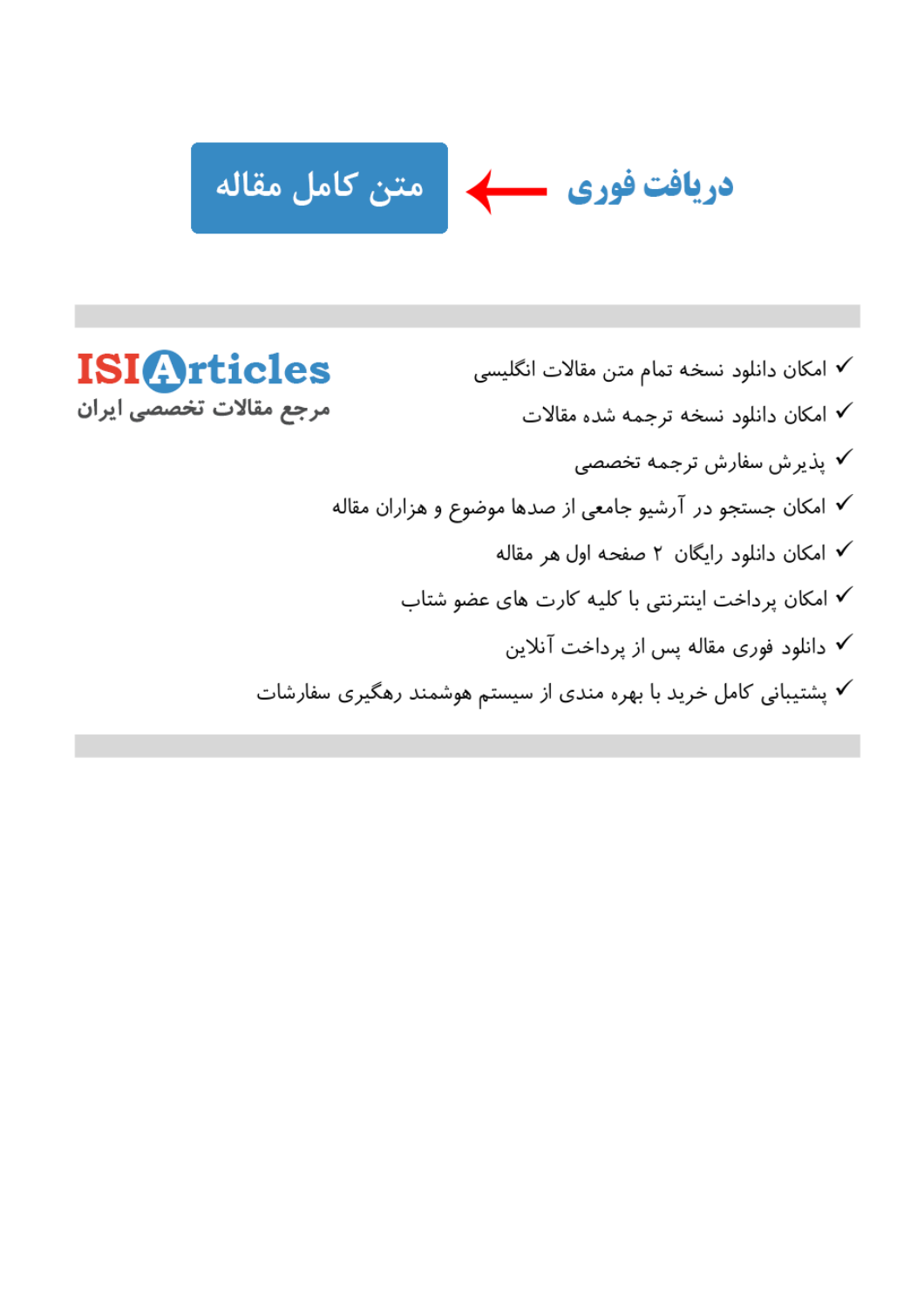دریافت فوری ← **متن کامل مقاله**

**ISIArticles**
مرجع مقالات تخصصی ایران

- ✓ امکان دانلود نسخه تمام متن مقالات انگلیسی
- ✓ امکان دانلود نسخه ترجمه شده مقالات
- ✓ پذیرش سفارش ترجمه تخصصی
- ✓ امکان جستجو در آرشیو جامعی از صدها موضوع و هزاران مقاله
- ✓ امکان دانلود رایگان ۲ صفحه اول هر مقاله
- ✓ امکان پرداخت اینترنتی با کلیه کارت های عضو شتاب
- ✓ دانلود فوری مقاله پس از پرداخت آنلاین
- ✓ پشتیبانی کامل خرید با بهره مندی از سیستم هوشمند رهگیری سفارشات